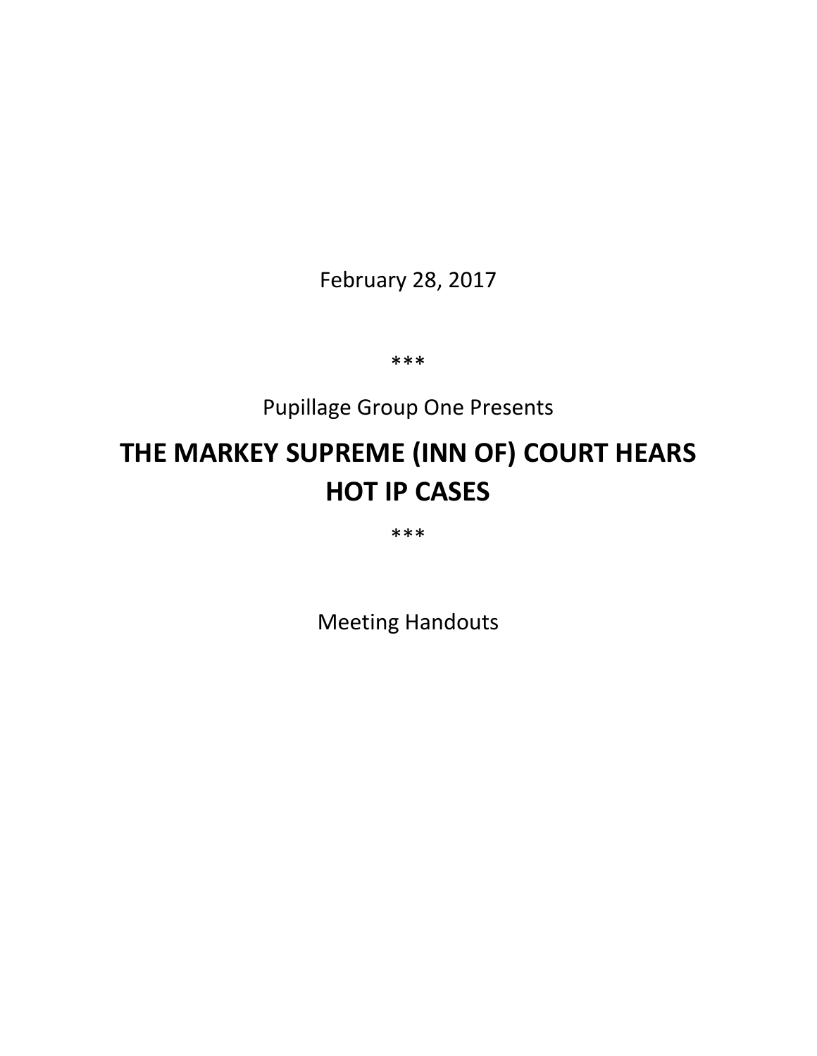February 28, 2017

***

Pupillage Group One Presents

# THE MARKEY SUPREME (INN OF) COURT HEARS HOT IP CASES

***

Meeting Handouts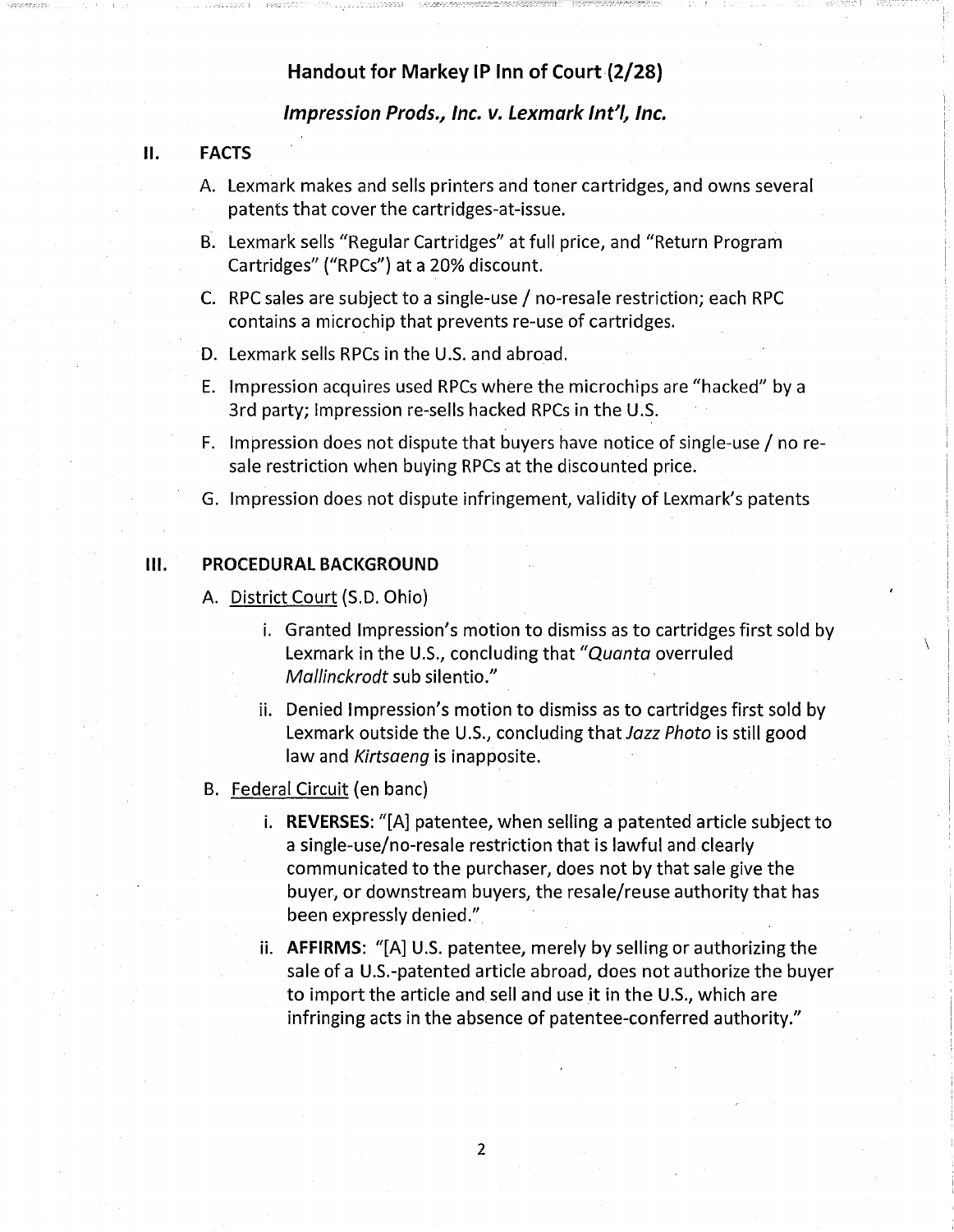## Handout for Markey IP Inn of Court (2/28)

### *Impression Prods., Inc. v. Lexmark Int'l, Inc.*

## II. FACTS

A. Lexmark makes and sells printers and toner cartridges, and owns several patents that cover the cartridges-at-issue.

B. Lexmark sells "Regular Cartridges" at full price, and "Return Program Cartridges" ("RPCs") at a 20% discount.

C. RPC sales are subject to a single-use / no-resale restriction; each RPC contains a microchip that prevents re-use of cartridges.

D. Lexmark sells RPCs in the U.S. and abroad.

E. Impression acquires used RPCs where the microchips are "hacked" by a 3rd party; Impression re-sells hacked RPCs in the U.S.

F. Impression does not dispute that buyers have notice of single-use / no re-sale restriction when buying RPCs at the discounted price.

G. Impression does not dispute infringement, validity of Lexmark's patents

## III. PROCEDURAL BACKGROUND

A. <u>District Court</u> (S.D. Ohio)

   i. Granted Impression's motion to dismiss as to cartridges first sold by Lexmark in the U.S., concluding that "*Quanta* overruled *Mallinckrodt* sub silentio."

   ii. Denied Impression's motion to dismiss as to cartridges first sold by Lexmark outside the U.S., concluding that *Jazz Photo* is still good law and *Kirtsaeng* is inapposite.

B. <u>Federal Circuit</u> (en banc)

   i. **REVERSES:** "[A] patentee, when selling a patented article subject to a single-use/no-resale restriction that is lawful and clearly communicated to the purchaser, does not by that sale give the buyer, or downstream buyers, the resale/reuse authority that has been expressly denied."

   ii. **AFFIRMS:** "[A] U.S. patentee, merely by selling or authorizing the sale of a U.S.-patented article abroad, does not authorize the buyer to import the article and sell and use it in the U.S., which are infringing acts in the absence of patentee-conferred authority."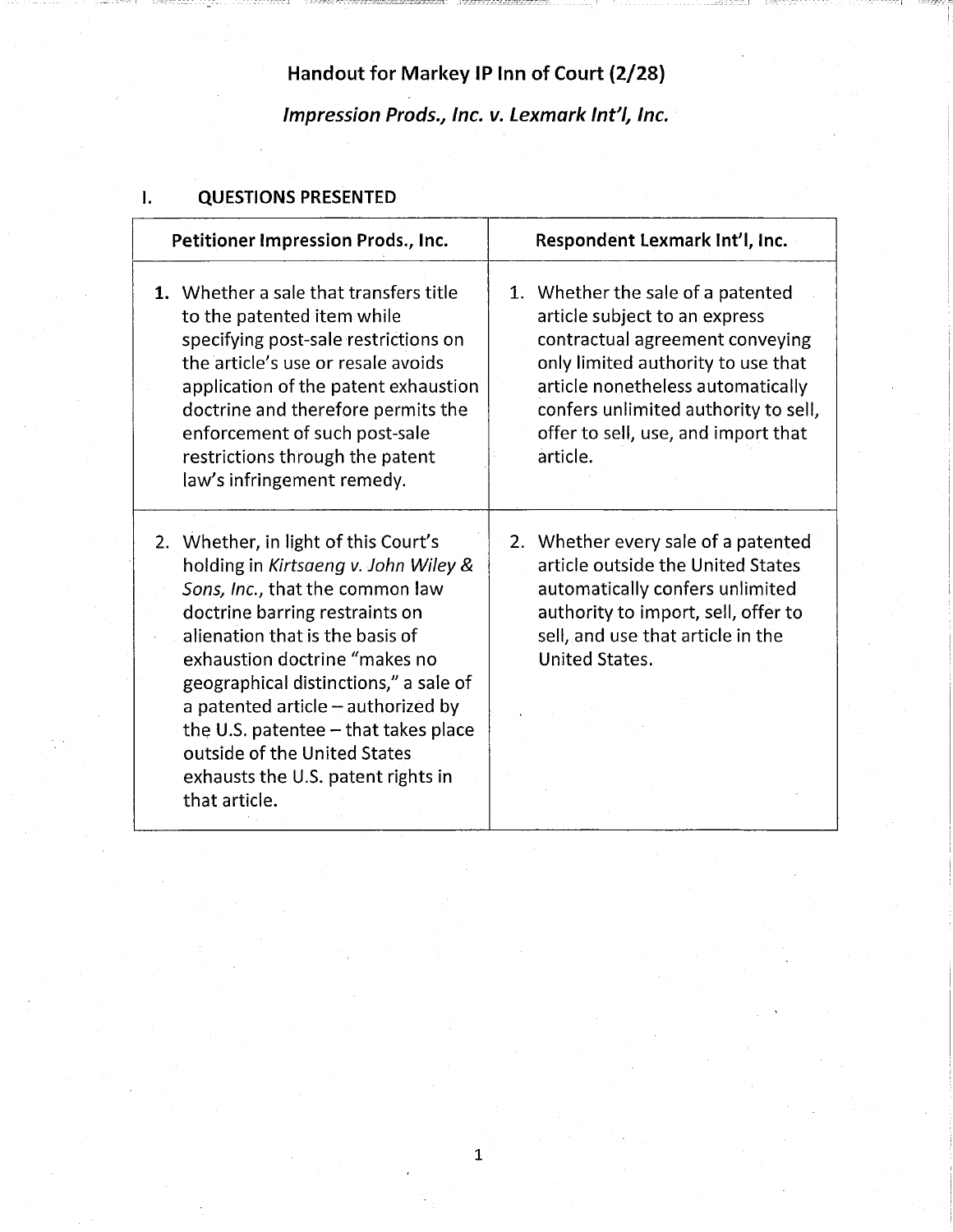# Handout for Markey IP Inn of Court (2/28)

## *Impression Prods., Inc. v. Lexmark Int'l, Inc.*

## I. QUESTIONS PRESENTED

| Petitioner Impression Prods., Inc. | Respondent Lexmark Int'l, Inc. |
|---|---|
| **1.** Whether a sale that transfers title to the patented item while specifying post-sale restrictions on the article's use or resale avoids application of the patent exhaustion doctrine and therefore permits the enforcement of such post-sale restrictions through the patent law's infringement remedy. | 1. Whether the sale of a patented article subject to an express contractual agreement conveying only limited authority to use that article nonetheless automatically confers unlimited authority to sell, offer to sell, use, and import that article. |
| 2. Whether, in light of this Court's holding in *Kirtsaeng v. John Wiley & Sons, Inc.*, that the common law doctrine barring restraints on alienation that is the basis of exhaustion doctrine "makes no geographical distinctions," a sale of a patented article – authorized by the U.S. patentee – that takes place outside of the United States exhausts the U.S. patent rights in that article. | 2. Whether every sale of a patented article outside the United States automatically confers unlimited authority to import, sell, offer to sell, and use that article in the United States. |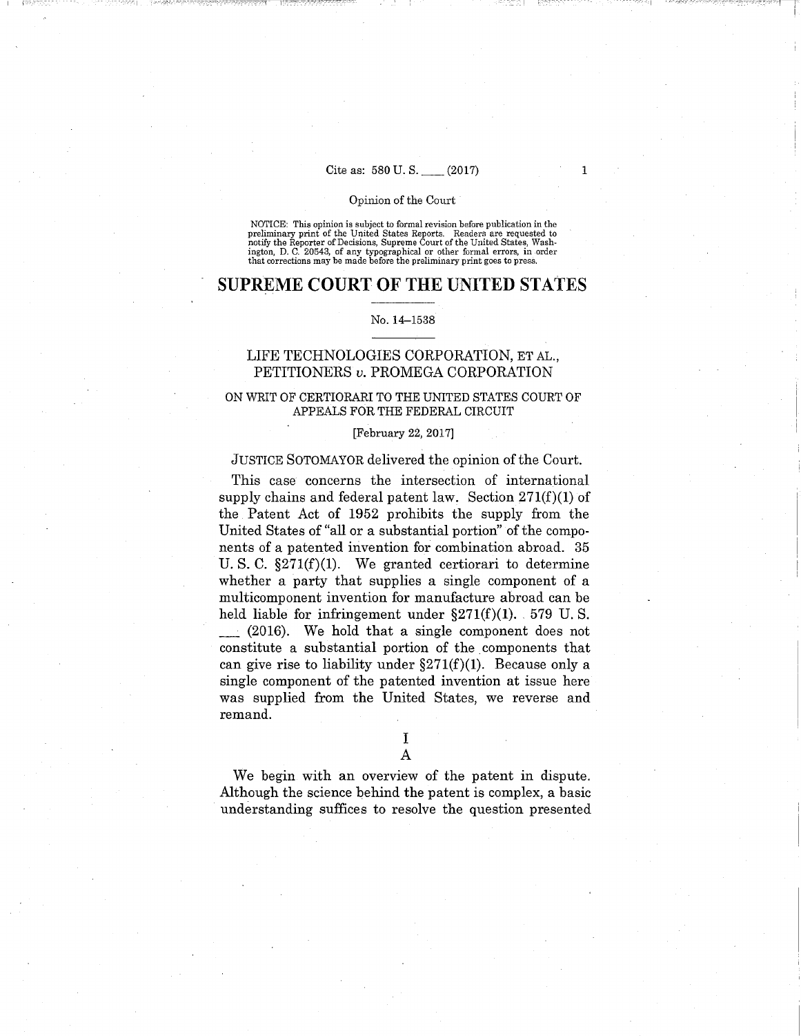Opinion of the Court

NOTICE: This opinion is subject to formal revision before publication in the preliminary print of the United States Reports. Readers are requested to notify the Reporter of Decisions, Supreme Court of the United States, Washington, D. C. 20543, of any typographical or other formal errors, in order that corrections may be made before the preliminary print goes to press.

# SUPREME COURT OF THE UNITED STATES

No. 14–1538

## LIFE TECHNOLOGIES CORPORATION, ET AL., PETITIONERS *v.* PROMEGA CORPORATION

ON WRIT OF CERTIORARI TO THE UNITED STATES COURT OF APPEALS FOR THE FEDERAL CIRCUIT

[February 22, 2017]

JUSTICE SOTOMAYOR delivered the opinion of the Court.

This case concerns the intersection of international supply chains and federal patent law. Section 271(f)(1) of the Patent Act of 1952 prohibits the supply from the United States of "all or a substantial portion" of the components of a patented invention for combination abroad. 35 U. S. C. §271(f)(1). We granted certiorari to determine whether a party that supplies a single component of a multicomponent invention for manufacture abroad can be held liable for infringement under §271(f)(1). 579 U. S. ___ (2016). We hold that a single component does not constitute a substantial portion of the components that can give rise to liability under §271(f)(1). Because only a single component of the patented invention at issue here was supplied from the United States, we reverse and remand.

I

A

We begin with an overview of the patent in dispute. Although the science behind the patent is complex, a basic understanding suffices to resolve the question presented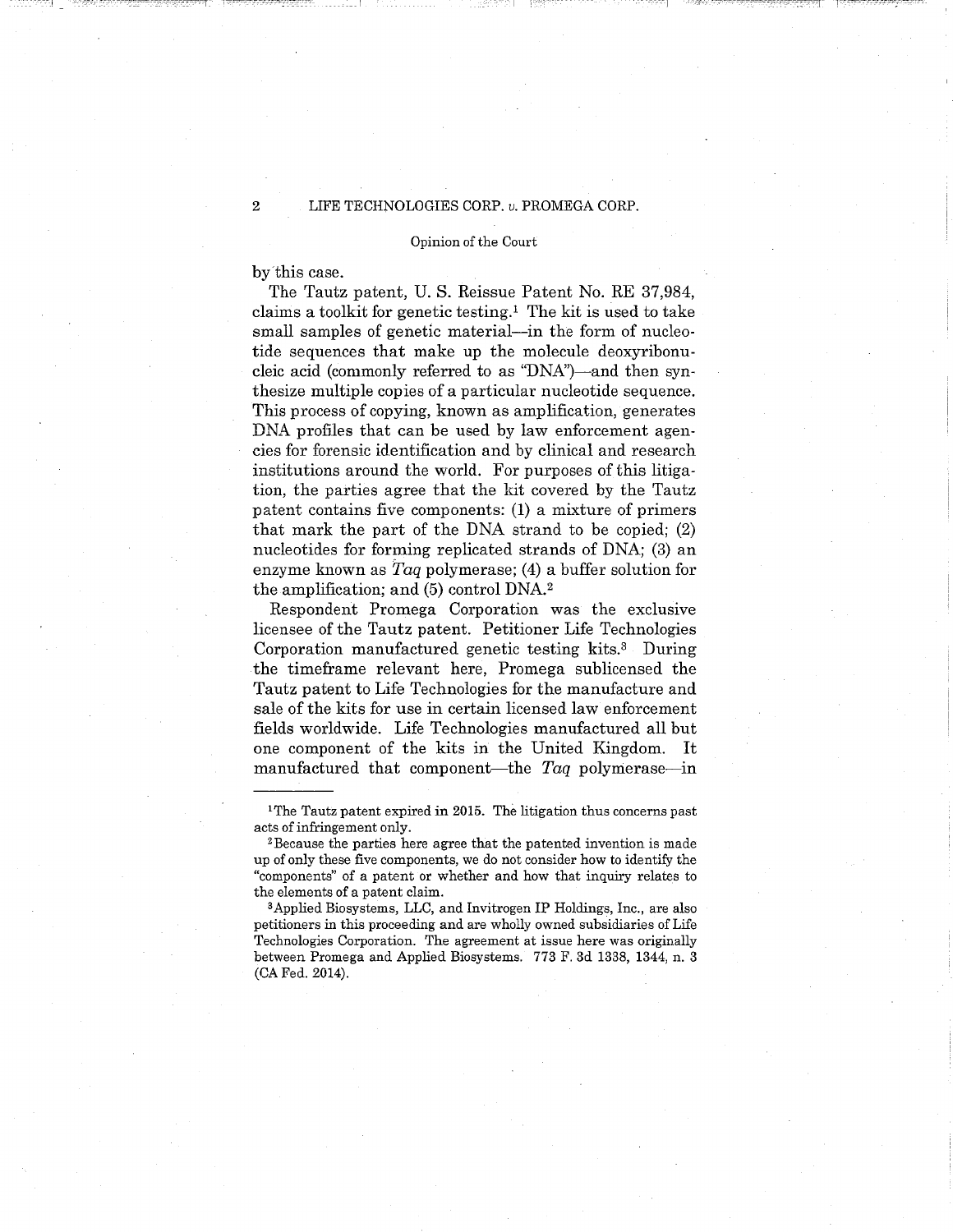by this case.

The Tautz patent, U. S. Reissue Patent No. RE 37,984, claims a toolkit for genetic testing.[1] The kit is used to take small samples of genetic material—in the form of nucleotide sequences that make up the molecule deoxyribonucleic acid (commonly referred to as "DNA")—and then synthesize multiple copies of a particular nucleotide sequence. This process of copying, known as amplification, generates DNA profiles that can be used by law enforcement agencies for forensic identification and by clinical and research institutions around the world. For purposes of this litigation, the parties agree that the kit covered by the Tautz patent contains five components: (1) a mixture of primers that mark the part of the DNA strand to be copied; (2) nucleotides for forming replicated strands of DNA; (3) an enzyme known as *Taq* polymerase; (4) a buffer solution for the amplification; and (5) control DNA.[2]

Respondent Promega Corporation was the exclusive licensee of the Tautz patent. Petitioner Life Technologies Corporation manufactured genetic testing kits.[3] During the timeframe relevant here, Promega sublicensed the Tautz patent to Life Technologies for the manufacture and sale of the kits for use in certain licensed law enforcement fields worldwide. Life Technologies manufactured all but one component of the kits in the United Kingdom. It manufactured that component—the *Taq* polymerase—in

---

[1] The Tautz patent expired in 2015. The litigation thus concerns past acts of infringement only.

[2] Because the parties here agree that the patented invention is made up of only these five components, we do not consider how to identify the "components" of a patent or whether and how that inquiry relates to the elements of a patent claim.

[3] Applied Biosystems, LLC, and Invitrogen IP Holdings, Inc., are also petitioners in this proceeding and are wholly owned subsidiaries of Life Technologies Corporation. The agreement at issue here was originally between Promega and Applied Biosystems. 773 F. 3d 1338, 1344, n. 3 (CA Fed. 2014).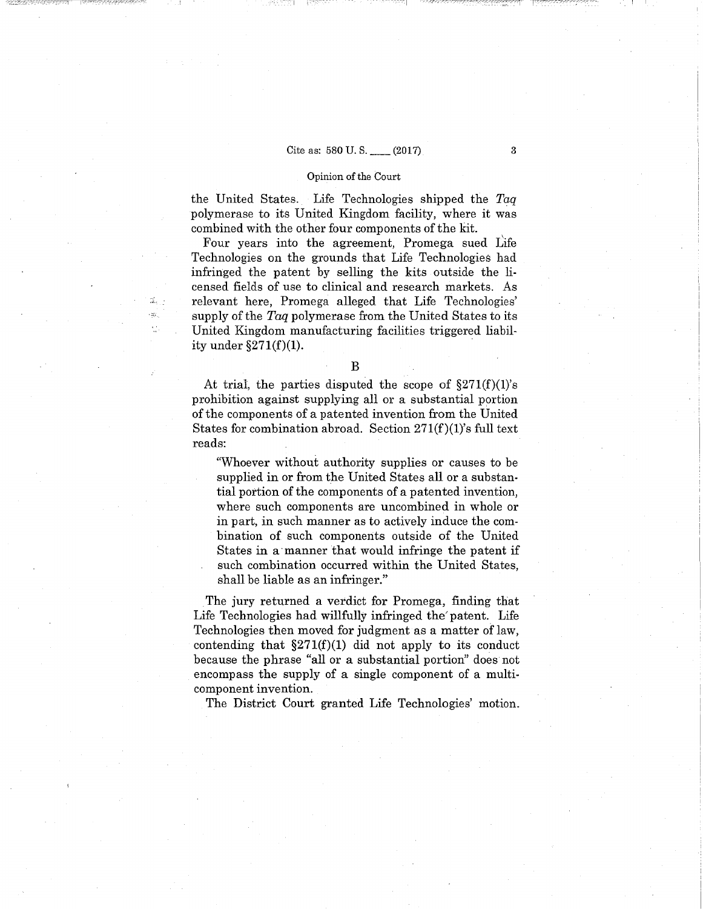the United States. Life Technologies shipped the *Taq* polymerase to its United Kingdom facility, where it was combined with the other four components of the kit.

Four years into the agreement, Promega sued Life Technologies on the grounds that Life Technologies had infringed the patent by selling the kits outside the licensed fields of use to clinical and research markets. As relevant here, Promega alleged that Life Technologies' supply of the *Taq* polymerase from the United States to its United Kingdom manufacturing facilities triggered liability under §271(f)(1).

### B

At trial, the parties disputed the scope of §271(f)(1)'s prohibition against supplying all or a substantial portion of the components of a patented invention from the United States for combination abroad. Section 271(f)(1)'s full text reads:

> "Whoever without authority supplies or causes to be supplied in or from the United States all or a substantial portion of the components of a patented invention, where such components are uncombined in whole or in part, in such manner as to actively induce the combination of such components outside of the United States in a manner that would infringe the patent if such combination occurred within the United States, shall be liable as an infringer."

The jury returned a verdict for Promega, finding that Life Technologies had willfully infringed the patent. Life Technologies then moved for judgment as a matter of law, contending that §271(f)(1) did not apply to its conduct because the phrase "all or a substantial portion" does not encompass the supply of a single component of a multicomponent invention.

The District Court granted Life Technologies' motion.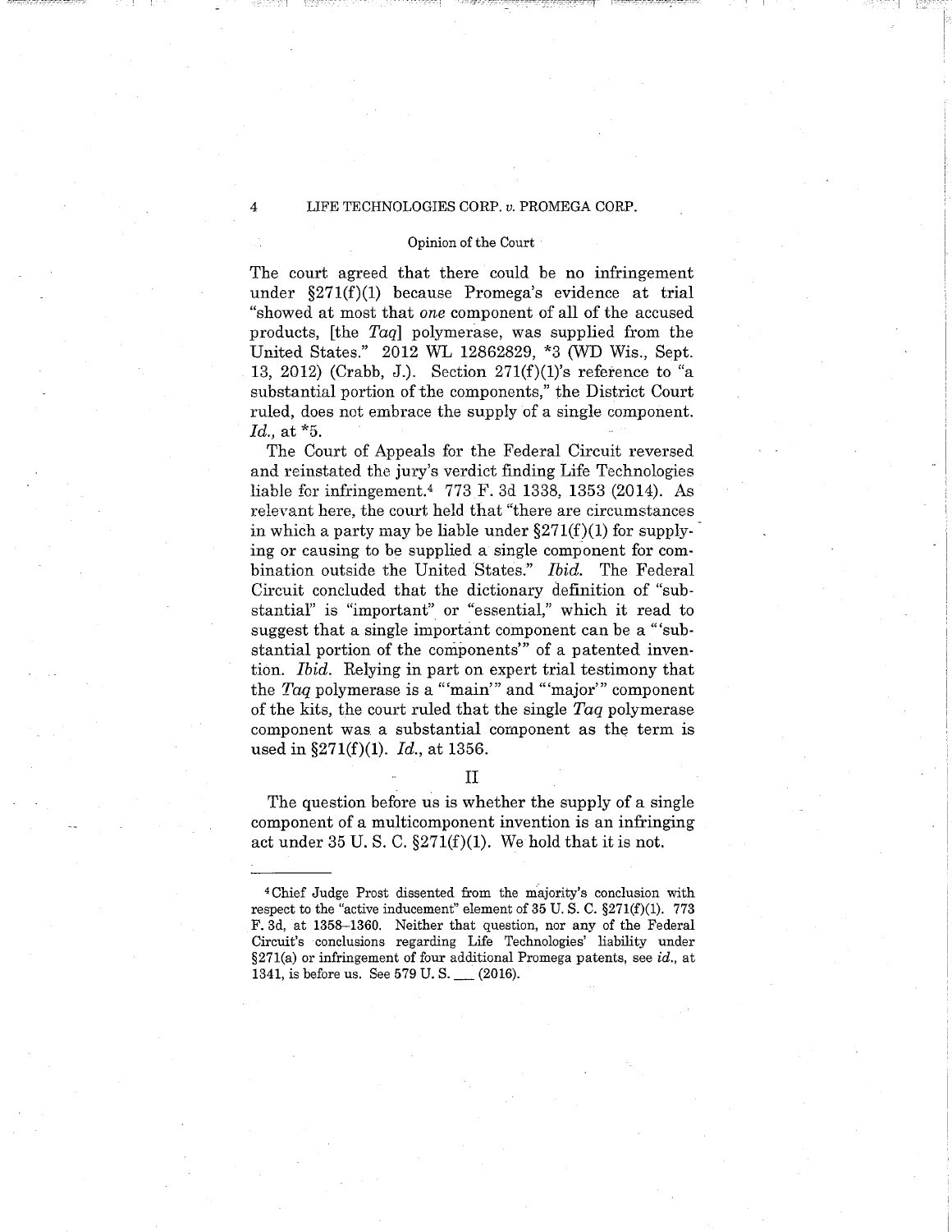The court agreed that there could be no infringement under §271(f)(1) because Promega's evidence at trial "showed at most that *one* component of all of the accused products, [the *Taq*] polymerase, was supplied from the United States." 2012 WL 12862829, *3 (WD Wis., Sept. 13, 2012) (Crabb, J.). Section 271(f)(1)'s reference to "a substantial portion of the components," the District Court ruled, does not embrace the supply of a single component. *Id.*, at *5.

The Court of Appeals for the Federal Circuit reversed and reinstated the jury's verdict finding Life Technologies liable for infringement.[4] 773 F. 3d 1338, 1353 (2014). As relevant here, the court held that "there are circumstances in which a party may be liable under §271(f)(1) for supplying or causing to be supplied a single component for combination outside the United States." *Ibid.* The Federal Circuit concluded that the dictionary definition of "substantial" is "important" or "essential," which it read to suggest that a single important component can be a "'substantial portion of the components'" of a patented invention. *Ibid.* Relying in part on expert trial testimony that the *Taq* polymerase is a "'main'" and "'major'" component of the kits, the court ruled that the single *Taq* polymerase component was a substantial component as the term is used in §271(f)(1). *Id.*, at 1356.

## II

The question before us is whether the supply of a single component of a multicomponent invention is an infringing act under 35 U. S. C. §271(f)(1). We hold that it is not.

---

[4] Chief Judge Prost dissented from the majority's conclusion with respect to the "active inducement" element of 35 U. S. C. §271(f)(1). 773 F. 3d, at 1358–1360. Neither that question, nor any of the Federal Circuit's conclusions regarding Life Technologies' liability under §271(a) or infringement of four additional Promega patents, see *id.*, at 1341, is before us. See 579 U. S. ___ (2016).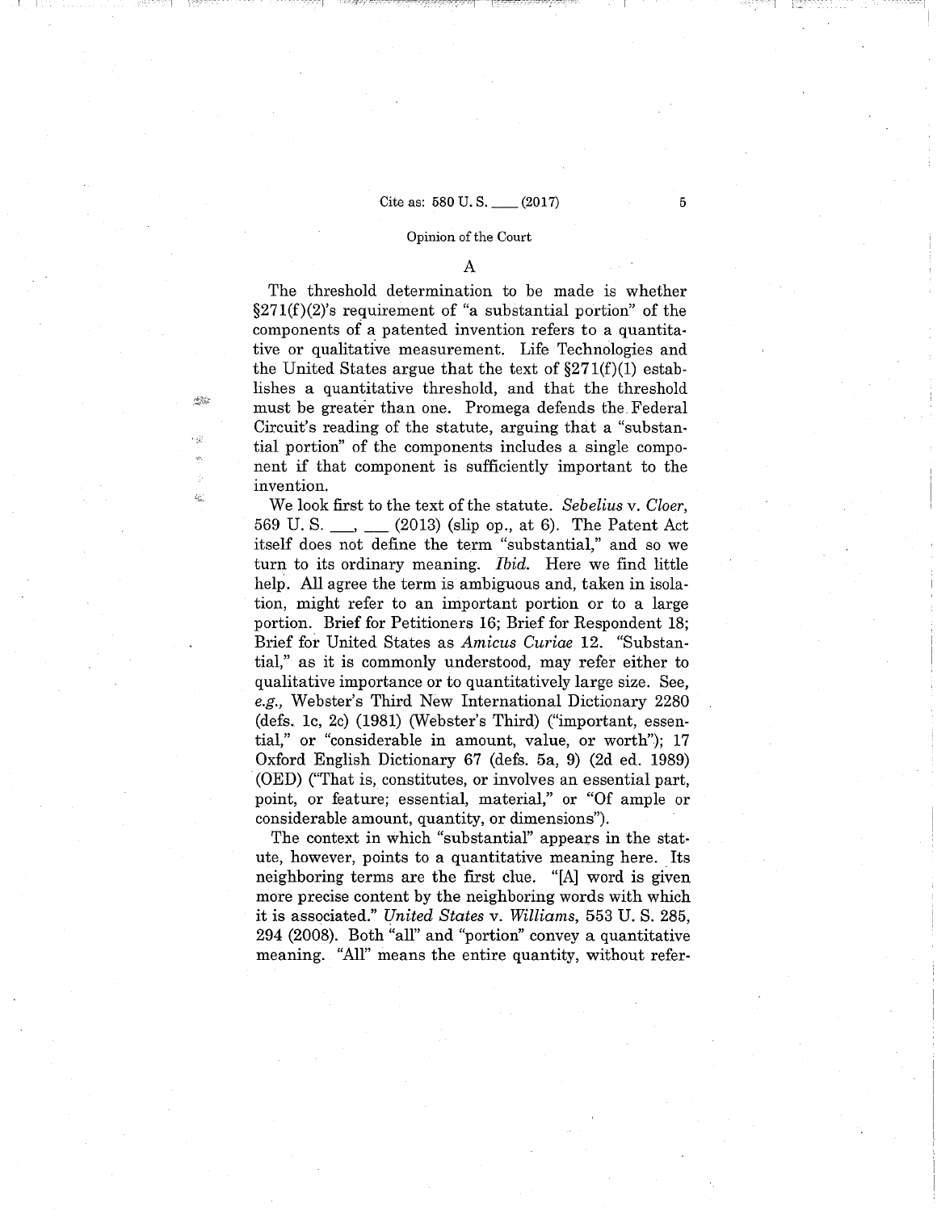### A

The threshold determination to be made is whether §271(f)(2)'s requirement of "a substantial portion" of the components of a patented invention refers to a quantitative or qualitative measurement. Life Technologies and the United States argue that the text of §271(f)(1) establishes a quantitative threshold, and that the threshold must be greater than one. Promega defends the Federal Circuit's reading of the statute, arguing that a "substantial portion" of the components includes a single component if that component is sufficiently important to the invention.

We look first to the text of the statute. *Sebelius* v. *Cloer*, 569 U. S. \_\_\_, \_\_\_ (2013) (slip op., at 6). The Patent Act itself does not define the term "substantial," and so we turn to its ordinary meaning. *Ibid.* Here we find little help. All agree the term is ambiguous and, taken in isolation, might refer to an important portion or to a large portion. Brief for Petitioners 16; Brief for Respondent 18; Brief for United States as *Amicus Curiae* 12. "Substantial," as it is commonly understood, may refer either to qualitative importance or to quantitatively large size. See, *e.g.,* Webster's Third New International Dictionary 2280 (defs. 1c, 2c) (1981) (Webster's Third) ("important, essential," or "considerable in amount, value, or worth"); 17 Oxford English Dictionary 67 (defs. 5a, 9) (2d ed. 1989) (OED) ("That is, constitutes, or involves an essential part, point, or feature; essential, material," or "Of ample or considerable amount, quantity, or dimensions").

The context in which "substantial" appears in the statute, however, points to a quantitative meaning here. Its neighboring terms are the first clue. "[A] word is given more precise content by the neighboring words with which it is associated." *United States* v. *Williams*, 553 U. S. 285, 294 (2008). Both "all" and "portion" convey a quantitative meaning. "All" means the entire quantity, without refer-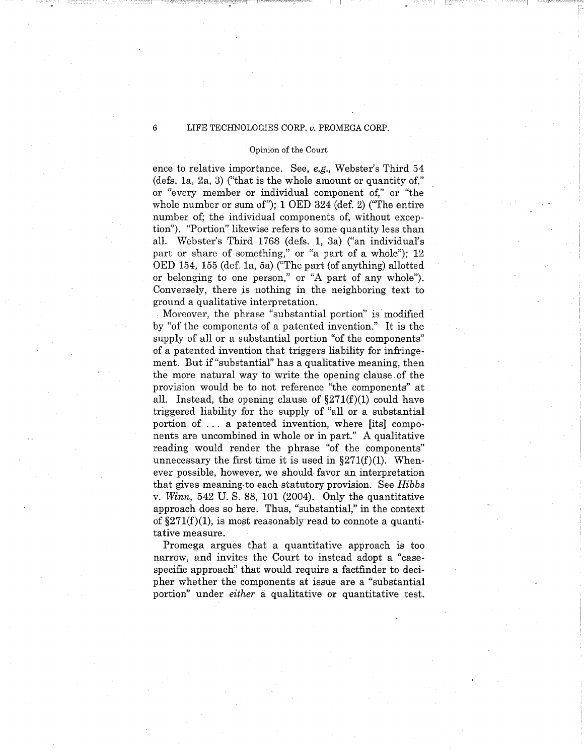ence to relative importance. See, *e.g.*, Webster's Third 54 (defs. 1a, 2a, 3) ("that is the whole amount or quantity of," or "every member or individual component of," or "the whole number or sum of"); 1 OED 324 (def. 2) ("The entire number of; the individual components of, without exception"). "Portion" likewise refers to some quantity less than all. Webster's Third 1768 (defs. 1, 3a) ("an individual's part or share of something," or "a part of a whole"); 12 OED 154, 155 (def. 1a, 5a) ("The part (of anything) allotted or belonging to one person," or "A part of any whole"). Conversely, there is nothing in the neighboring text to ground a qualitative interpretation.

Moreover, the phrase "substantial portion" is modified by "of the components of a patented invention." It is the supply of all or a substantial portion "of the components" of a patented invention that triggers liability for infringement. But if "substantial" has a qualitative meaning, then the more natural way to write the opening clause of the provision would be to not reference "the components" at all. Instead, the opening clause of §271(f)(1) could have triggered liability for the supply of "all or a substantial portion of . . . a patented invention, where [its] components are uncombined in whole or in part." A qualitative reading would render the phrase "of the components" unnecessary the first time it is used in §271(f)(1). Whenever possible, however, we should favor an interpretation that gives meaning to each statutory provision. See *Hibbs* v. *Winn*, 542 U. S. 88, 101 (2004). Only the quantitative approach does so here. Thus, "substantial," in the context of §271(f)(1), is most reasonably read to connote a quantitative measure.

Promega argues that a quantitative approach is too narrow, and invites the Court to instead adopt a "case-specific approach" that would require a factfinder to decipher whether the components at issue are a "substantial portion" under *either* a qualitative or quantitative test.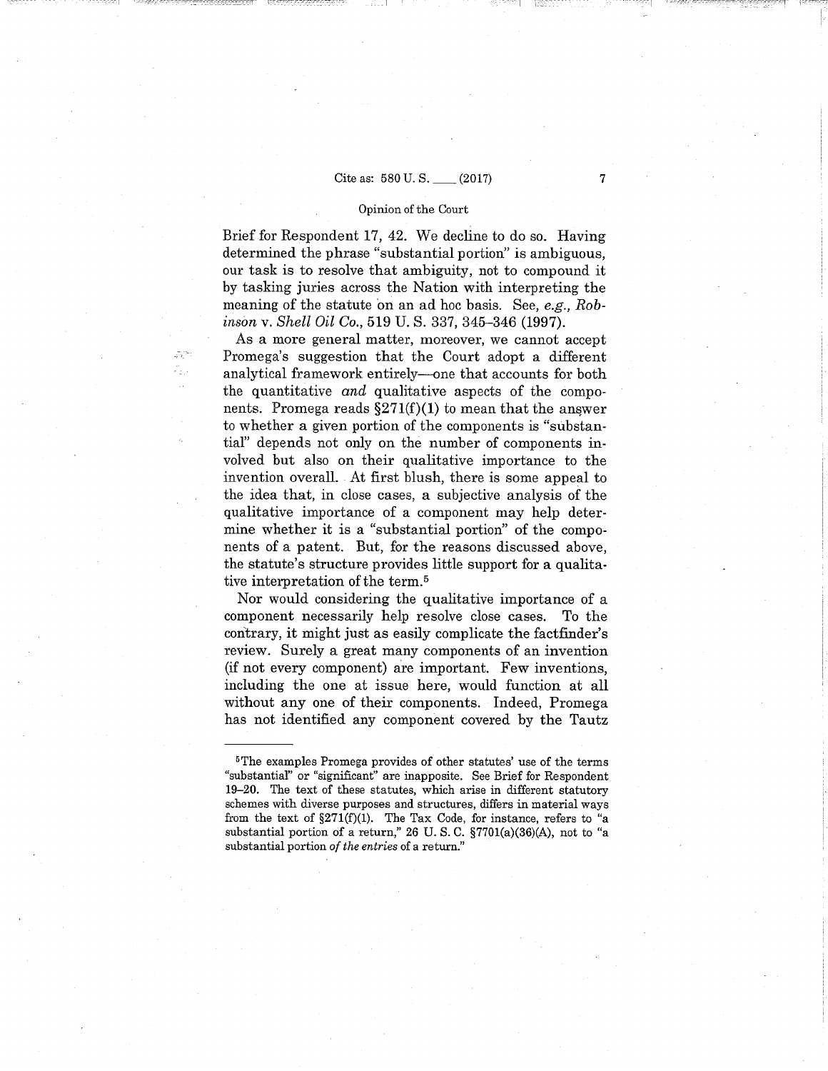Brief for Respondent 17, 42. We decline to do so. Having determined the phrase "substantial portion" is ambiguous, our task is to resolve that ambiguity, not to compound it by tasking juries across the Nation with interpreting the meaning of the statute on an ad hoc basis. See, *e.g.*, *Robinson* v. *Shell Oil Co.*, 519 U. S. 337, 345–346 (1997).

As a more general matter, moreover, we cannot accept Promega's suggestion that the Court adopt a different analytical framework entirely—one that accounts for both the quantitative *and* qualitative aspects of the components. Promega reads §271(f)(1) to mean that the answer to whether a given portion of the components is "substantial" depends not only on the number of components involved but also on their qualitative importance to the invention overall. At first blush, there is some appeal to the idea that, in close cases, a subjective analysis of the qualitative importance of a component may help determine whether it is a "substantial portion" of the components of a patent. But, for the reasons discussed above, the statute's structure provides little support for a qualitative interpretation of the term.[5]

Nor would considering the qualitative importance of a component necessarily help resolve close cases. To the contrary, it might just as easily complicate the factfinder's review. Surely a great many components of an invention (if not every component) are important. Few inventions, including the one at issue here, would function at all without any one of their components. Indeed, Promega has not identified any component covered by the Tautz

---

[5] The examples Promega provides of other statutes' use of the terms "substantial" or "significant" are inapposite. See Brief for Respondent 19–20. The text of these statutes, which arise in different statutory schemes with diverse purposes and structures, differs in material ways from the text of §271(f)(1). The Tax Code, for instance, refers to "a substantial portion of a return," 26 U. S. C. §7701(a)(36)(A), not to "a substantial portion *of the entries* of a return."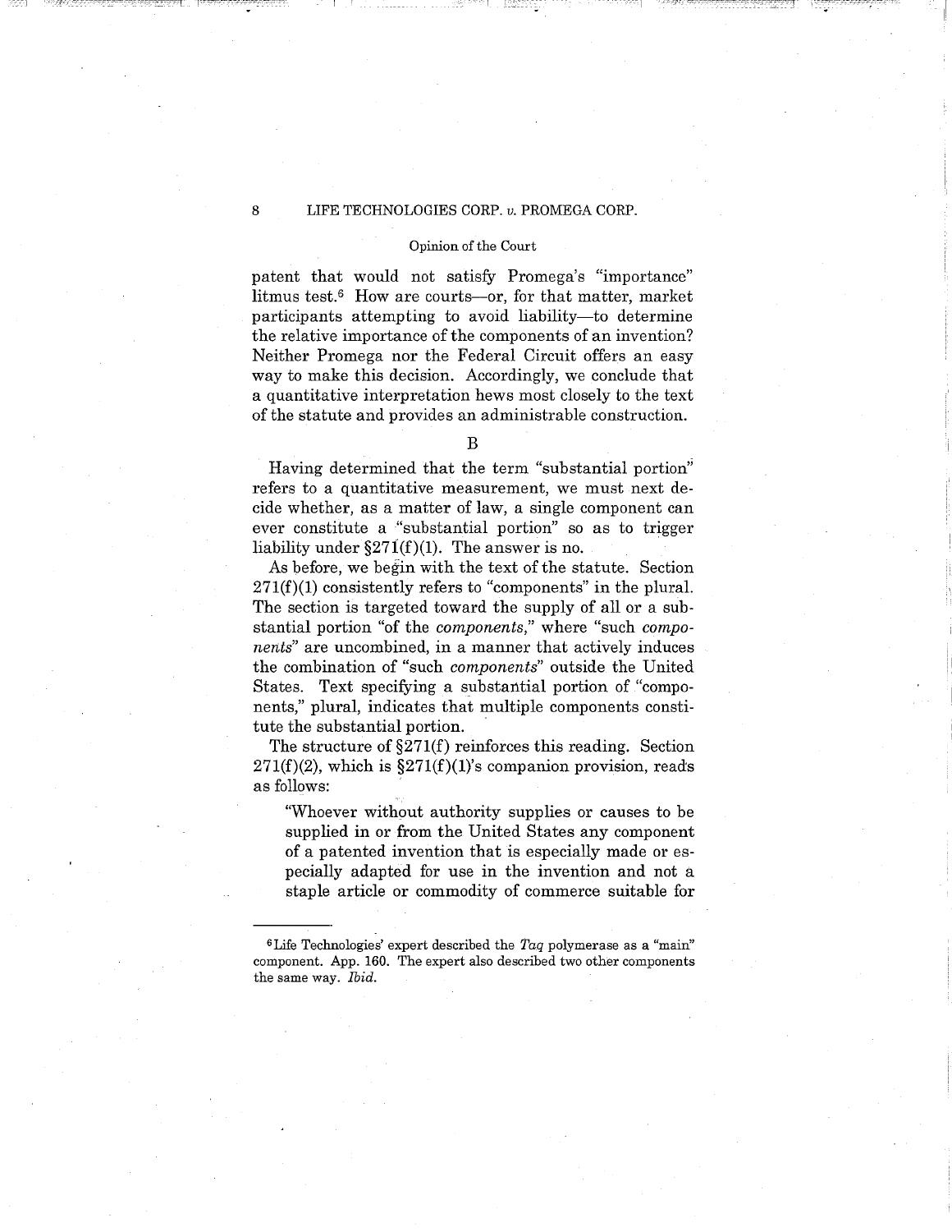patent that would not satisfy Promega's "importance" litmus test.[6] How are courts—or, for that matter, market participants attempting to avoid liability—to determine the relative importance of the components of an invention? Neither Promega nor the Federal Circuit offers an easy way to make this decision. Accordingly, we conclude that a quantitative interpretation hews most closely to the text of the statute and provides an administrable construction.

B

Having determined that the term "substantial portion" refers to a quantitative measurement, we must next decide whether, as a matter of law, a single component can ever constitute a "substantial portion" so as to trigger liability under §271(f)(1). The answer is no.

As before, we begin with the text of the statute. Section 271(f)(1) consistently refers to "components" in the plural. The section is targeted toward the supply of all or a substantial portion "of the *components*," where "such *components*" are uncombined, in a manner that actively induces the combination of "such *components*" outside the United States. Text specifying a substantial portion of "components," plural, indicates that multiple components constitute the substantial portion.

The structure of §271(f) reinforces this reading. Section 271(f)(2), which is §271(f)(1)'s companion provision, reads as follows:

> "Whoever without authority supplies or causes to be supplied in or from the United States any component of a patented invention that is especially made or especially adapted for use in the invention and not a staple article or commodity of commerce suitable for

---

[6] Life Technologies' expert described the *Taq* polymerase as a "main" component. App. 160. The expert also described two other components the same way. *Ibid.*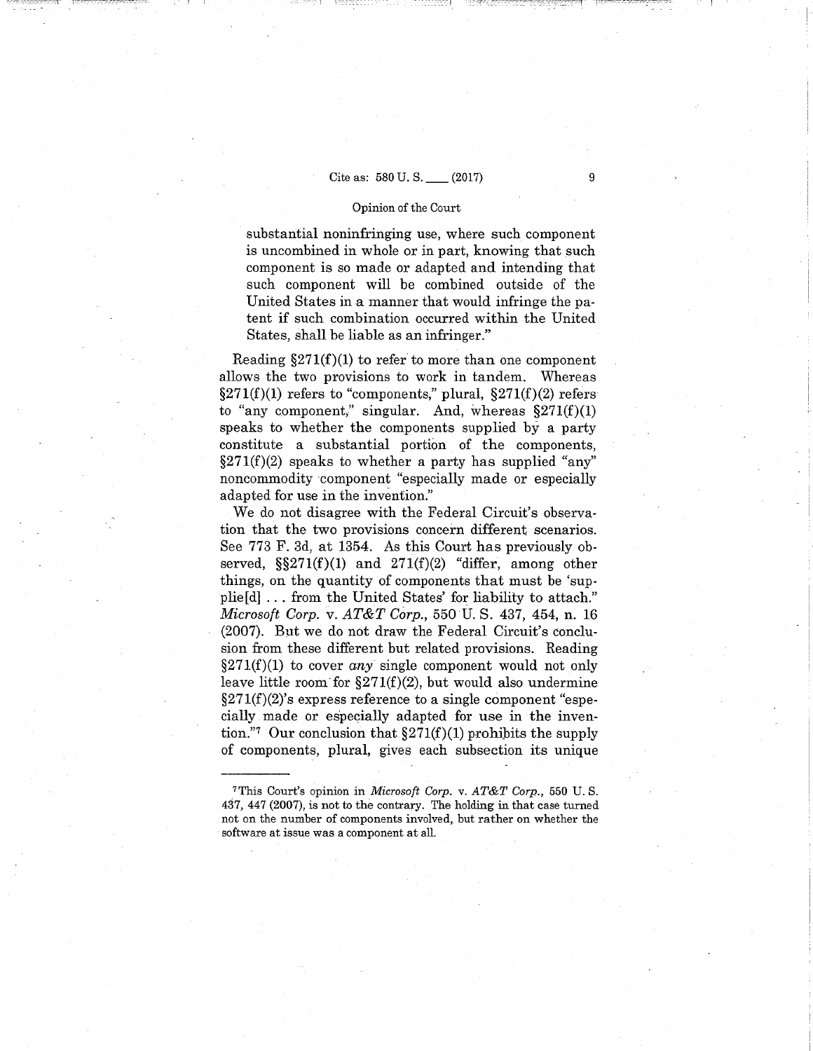> substantial noninfringing use, where such component is uncombined in whole or in part, knowing that such component is so made or adapted and intending that such component will be combined outside of the United States in a manner that would infringe the patent if such combination occurred within the United States, shall be liable as an infringer."

Reading §271(f)(1) to refer to more than one component allows the two provisions to work in tandem. Whereas §271(f)(1) refers to "components," plural, §271(f)(2) refers to "any component," singular. And, whereas §271(f)(1) speaks to whether the components supplied by a party constitute a substantial portion of the components, §271(f)(2) speaks to whether a party has supplied "any" noncommodity component "especially made or especially adapted for use in the invention."

We do not disagree with the Federal Circuit's observation that the two provisions concern different scenarios. See 773 F. 3d, at 1354. As this Court has previously observed, §§271(f)(1) and 271(f)(2) "differ, among other things, on the quantity of components that must be 'supplie[d] . . . from the United States' for liability to attach." *Microsoft Corp.* v. *AT&T Corp.*, 550 U. S. 437, 454, n. 16 (2007). But we do not draw the Federal Circuit's conclusion from these different but related provisions. Reading §271(f)(1) to cover *any* single component would not only leave little room for §271(f)(2), but would also undermine §271(f)(2)'s express reference to a single component "especially made or especially adapted for use in the invention."[7] Our conclusion that §271(f)(1) prohibits the supply of components, plural, gives each subsection its unique

---

[7] This Court's opinion in *Microsoft Corp.* v. *AT&T Corp.*, 550 U. S. 437, 447 (2007), is not to the contrary. The holding in that case turned not on the number of components involved, but rather on whether the software at issue was a component at all.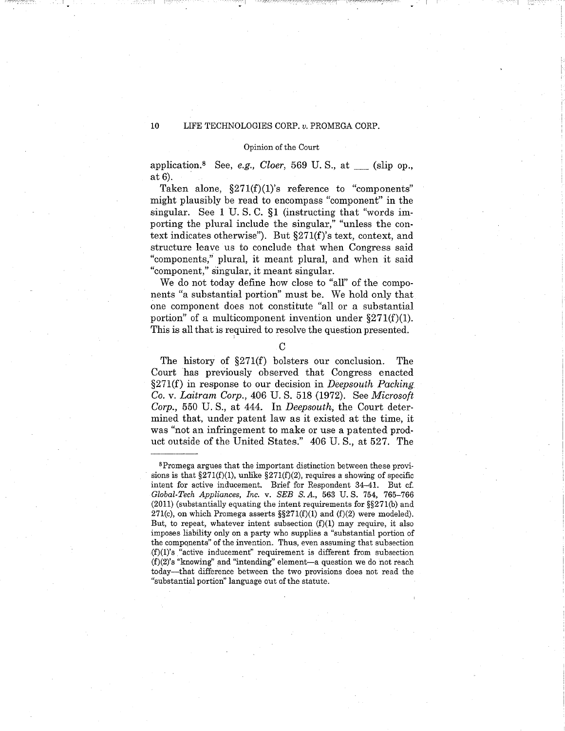application.[8] See, *e.g.*, *Cloer*, 569 U. S., at ___ (slip op., at 6).

Taken alone, §271(f)(1)'s reference to "components" might plausibly be read to encompass "component" in the singular. See 1 U. S. C. §1 (instructing that "words importing the plural include the singular," "unless the context indicates otherwise"). But §271(f)'s text, context, and structure leave us to conclude that when Congress said "components," plural, it meant plural, and when it said "component," singular, it meant singular.

We do not today define how close to "all" of the components "a substantial portion" must be. We hold only that one component does not constitute "all or a substantial portion" of a multicomponent invention under §271(f)(1). This is all that is required to resolve the question presented.

### C

The history of §271(f) bolsters our conclusion. The Court has previously observed that Congress enacted §271(f) in response to our decision in *Deepsouth Packing Co.* v. *Laitram Corp.*, 406 U. S. 518 (1972). See *Microsoft Corp.*, 550 U. S., at 444. In *Deepsouth*, the Court determined that, under patent law as it existed at the time, it was "not an infringement to make or use a patented product outside of the United States." 406 U. S., at 527. The

---

[8] Promega argues that the important distinction between these provisions is that §271(f)(1), unlike §271(f)(2), requires a showing of specific intent for active inducement. Brief for Respondent 34–41. But cf. *Global-Tech Appliances, Inc.* v. *SEB S. A.*, 563 U. S. 754, 765–766 (2011) (substantially equating the intent requirements for §§271(b) and 271(c), on which Promega asserts §§271(f)(1) and (f)(2) were modeled). But, to repeat, whatever intent subsection (f)(1) may require, it also imposes liability only on a party who supplies a "substantial portion of the components" of the invention. Thus, even assuming that subsection (f)(1)'s "active inducement" requirement is different from subsection (f)(2)'s "knowing" and "intending" element—a question we do not reach today—that difference between the two provisions does not read the "substantial portion" language out of the statute.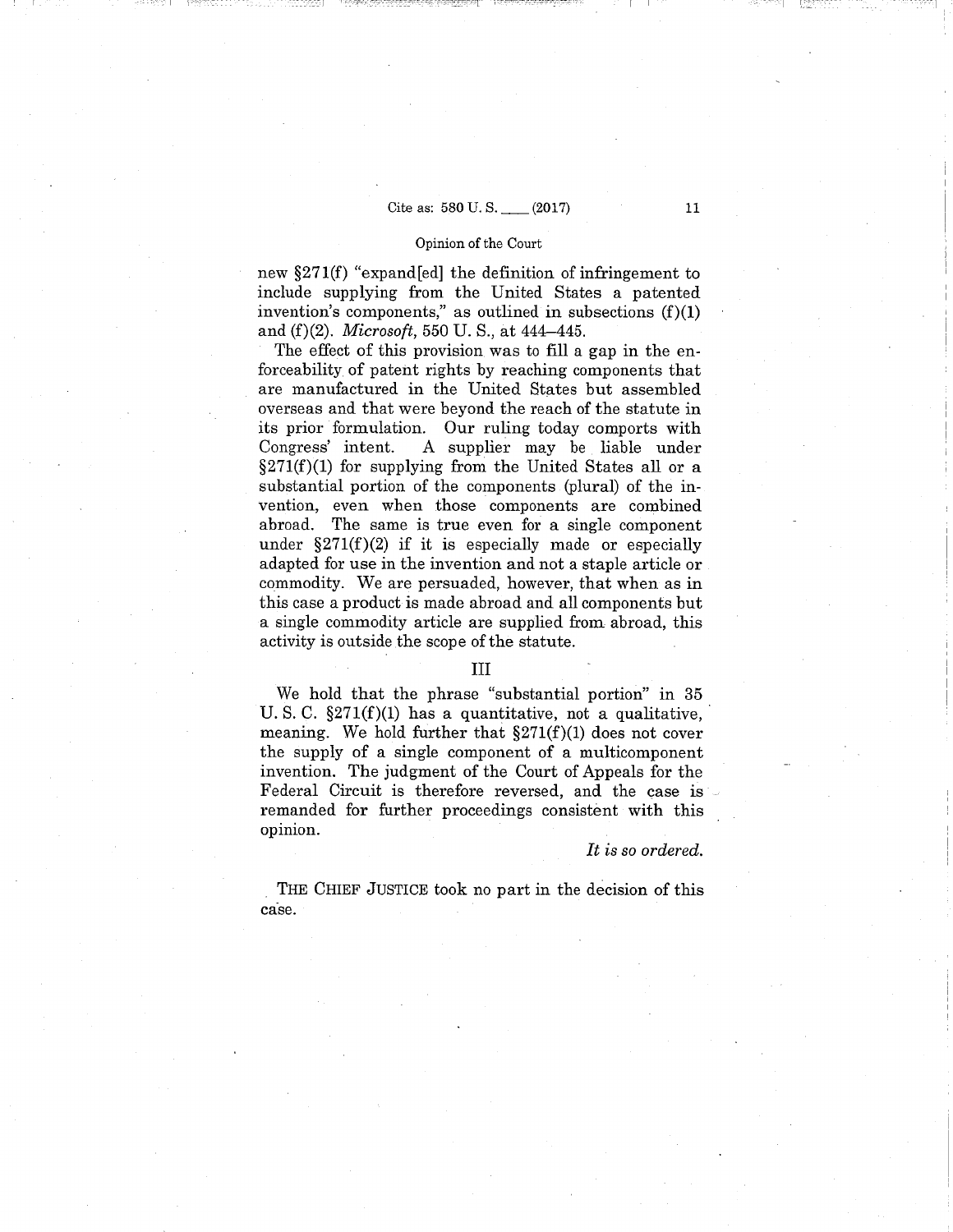new §271(f) "expand[ed] the definition of infringement to include supplying from the United States a patented invention's components," as outlined in subsections (f)(1) and (f)(2). *Microsoft*, 550 U. S., at 444–445.

The effect of this provision was to fill a gap in the enforceability of patent rights by reaching components that are manufactured in the United States but assembled overseas and that were beyond the reach of the statute in its prior formulation. Our ruling today comports with Congress' intent. A supplier may be liable under §271(f)(1) for supplying from the United States all or a substantial portion of the components (plural) of the invention, even when those components are combined abroad. The same is true even for a single component under §271(f)(2) if it is especially made or especially adapted for use in the invention and not a staple article or commodity. We are persuaded, however, that when as in this case a product is made abroad and all components but a single commodity article are supplied from abroad, this activity is outside the scope of the statute.

## III

We hold that the phrase "substantial portion" in 35 U. S. C. §271(f)(1) has a quantitative, not a qualitative, meaning. We hold further that §271(f)(1) does not cover the supply of a single component of a multicomponent invention. The judgment of the Court of Appeals for the Federal Circuit is therefore reversed, and the case is remanded for further proceedings consistent with this opinion.

*It is so ordered.*

THE CHIEF JUSTICE took no part in the decision of this case.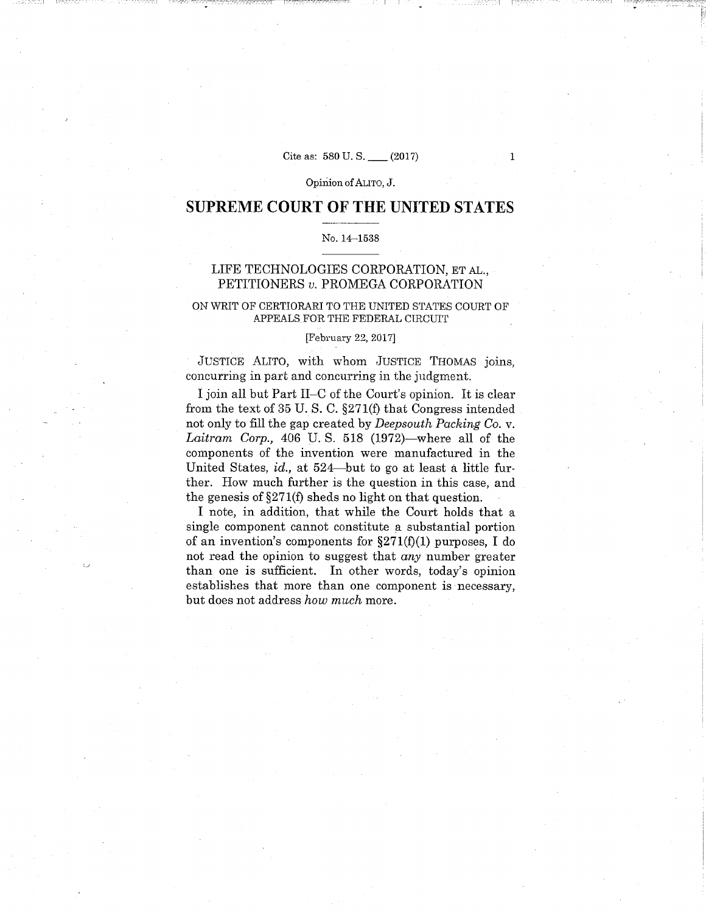Opinion of ALITO, J.

# SUPREME COURT OF THE UNITED STATES

No. 14–1538

## LIFE TECHNOLOGIES CORPORATION, ET AL., PETITIONERS *v.* PROMEGA CORPORATION

ON WRIT OF CERTIORARI TO THE UNITED STATES COURT OF APPEALS FOR THE FEDERAL CIRCUIT

[February 22, 2017]

JUSTICE ALITO, with whom JUSTICE THOMAS joins, concurring in part and concurring in the judgment.

I join all but Part II–C of the Court's opinion. It is clear from the text of 35 U. S. C. §271(f) that Congress intended not only to fill the gap created by *Deepsouth Packing Co.* v. *Laitram Corp.,* 406 U. S. 518 (1972)—where all of the components of the invention were manufactured in the United States, *id.,* at 524—but to go at least a little further. How much further is the question in this case, and the genesis of §271(f) sheds no light on that question.

I note, in addition, that while the Court holds that a single component cannot constitute a substantial portion of an invention's components for §271(f)(1) purposes, I do not read the opinion to suggest that *any* number greater than one is sufficient. In other words, today's opinion establishes that more than one component is necessary, but does not address *how much* more.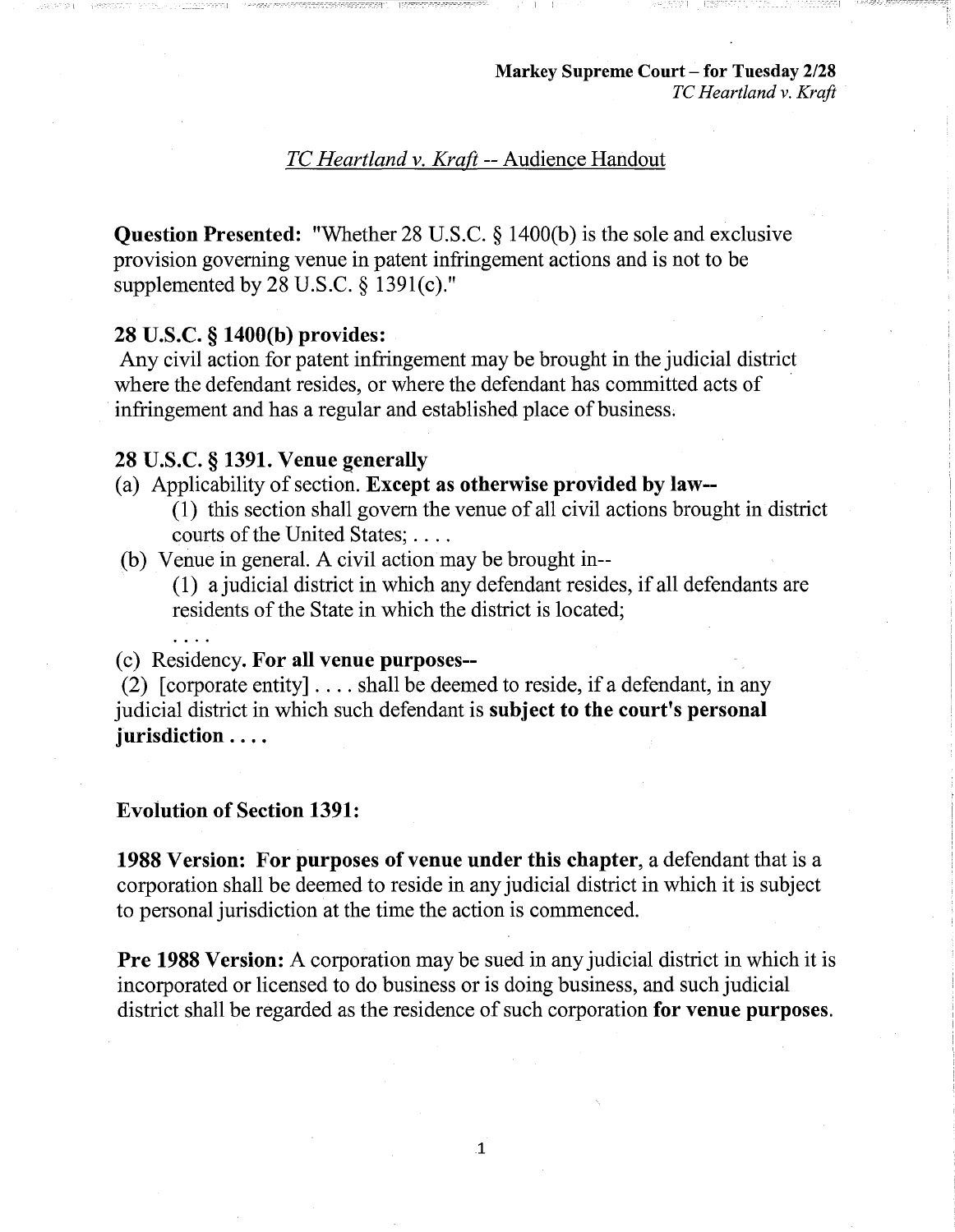**Markey Supreme Court – for Tuesday 2/28**
*TC Heartland v. Kraft*

# *TC Heartland v. Kraft* -- Audience Handout

**Question Presented:** "Whether 28 U.S.C. § 1400(b) is the sole and exclusive provision governing venue in patent infringement actions and is not to be supplemented by 28 U.S.C. § 1391(c)."

**28 U.S.C. § 1400(b) provides:**
Any civil action for patent infringement may be brought in the judicial district where the defendant resides, or where the defendant has committed acts of infringement and has a regular and established place of business.

**28 U.S.C. § 1391. Venue generally**

(a) Applicability of section. **Except as otherwise provided by law--**

(1) this section shall govern the venue of all civil actions brought in district courts of the United States; . . . .

(b) Venue in general. A civil action may be brought in--

(1) a judicial district in which any defendant resides, if all defendants are residents of the State in which the district is located;

. . . .

(c) Residency. **For all venue purposes--**

(2) [corporate entity] . . . . shall be deemed to reside, if a defendant, in any judicial district in which such defendant is **subject to the court's personal jurisdiction . . . .**

**Evolution of Section 1391:**

**1988 Version: For purposes of venue under this chapter**, a defendant that is a corporation shall be deemed to reside in any judicial district in which it is subject to personal jurisdiction at the time the action is commenced.

**Pre 1988 Version:** A corporation may be sued in any judicial district in which it is incorporated or licensed to do business or is doing business, and such judicial district shall be regarded as the residence of such corporation **for venue purposes.**